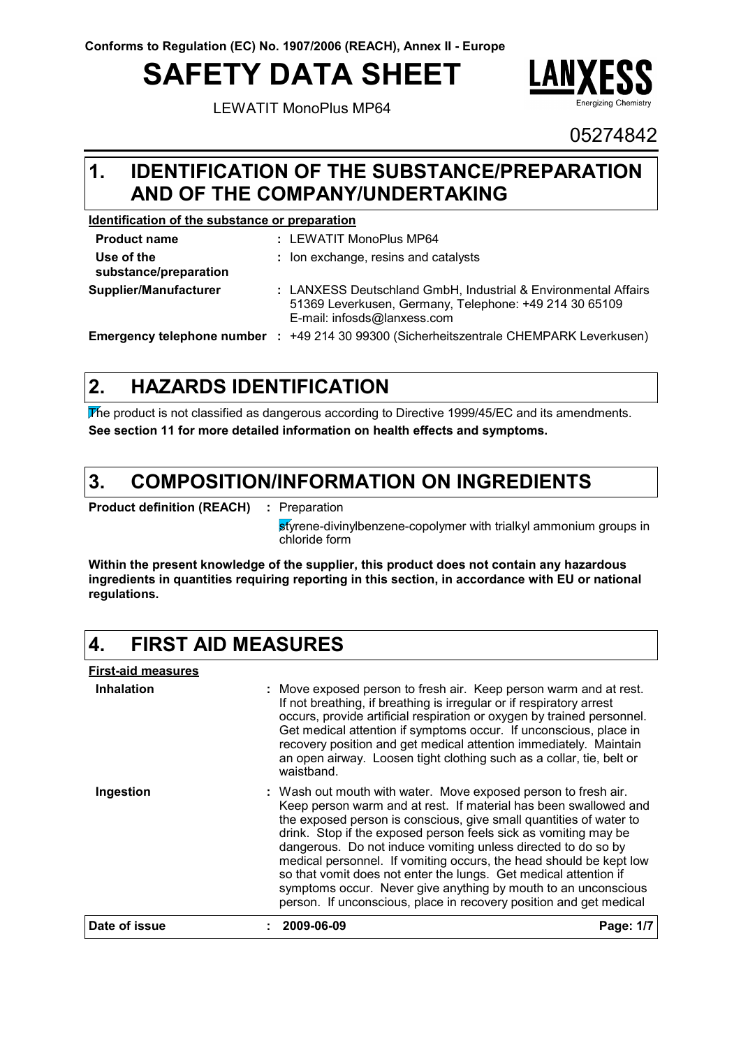Conforms to Regulation (EC) No. 1907/2006 (REACH), Annex II - Europe

# SAFETY DATA SHEET

LEWATIT MonoPlus MP64

05274842

## 1. IDENTIFICATION OF THE SUBSTANCE/PREPARATION AND OF THE COMPANY/UNDERTAKING

**Identification of the substance or preparation**

| | |
|---|---|
| **Product name** | : LEWATIT MonoPlus MP64 |
| **Use of the substance/preparation** | : Ion exchange, resins and catalysts |
| **Supplier/Manufacturer** | : LANXESS Deutschland GmbH, Industrial & Environmental Affairs 51369 Leverkusen, Germany, Telephone: +49 214 30 65109 E-mail: infosds@lanxess.com |
| **Emergency telephone number** | : +49 214 30 99300 (Sicherheitszentrale CHEMPARK Leverkusen) |

## 2. HAZARDS IDENTIFICATION

The product is not classified as dangerous according to Directive 1999/45/EC and its amendments.

**See section 11 for more detailed information on health effects and symptoms.**

## 3. COMPOSITION/INFORMATION ON INGREDIENTS

| | |
|---|---|
| **Product definition (REACH)** | : Preparation |
| | styrene-divinylbenzene-copolymer with trialkyl ammonium groups in chloride form |

**Within the present knowledge of the supplier, this product does not contain any hazardous ingredients in quantities requiring reporting in this section, in accordance with EU or national regulations.**

## 4. FIRST AID MEASURES

**First-aid measures**

| | |
|---|---|
| **Inhalation** | : Move exposed person to fresh air. Keep person warm and at rest. If not breathing, if breathing is irregular or if respiratory arrest occurs, provide artificial respiration or oxygen by trained personnel. Get medical attention if symptoms occur. If unconscious, place in recovery position and get medical attention immediately. Maintain an open airway. Loosen tight clothing such as a collar, tie, belt or waistband. |
| **Ingestion** | : Wash out mouth with water. Move exposed person to fresh air. Keep person warm and at rest. If material has been swallowed and the exposed person is conscious, give small quantities of water to drink. Stop if the exposed person feels sick as vomiting may be dangerous. Do not induce vomiting unless directed to do so by medical personnel. If vomiting occurs, the head should be kept low so that vomit does not enter the lungs. Get medical attention if symptoms occur. Never give anything by mouth to an unconscious person. If unconscious, place in recovery position and get medical |

**Date of issue** : **2009-06-09**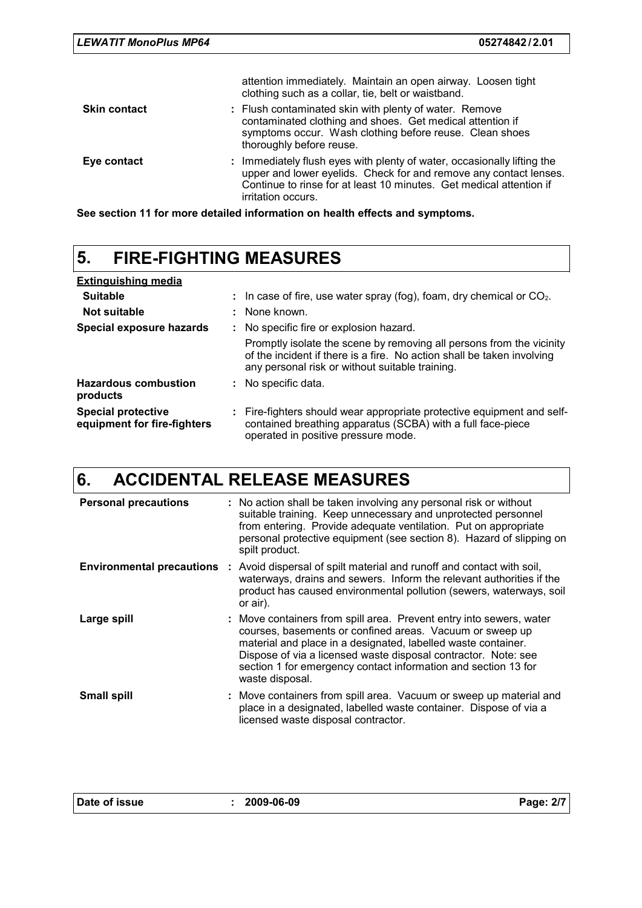attention immediately. Maintain an open airway. Loosen tight clothing such as a collar, tie, belt or waistband.

| | |
|---|---|
| **Skin contact** | : Flush contaminated skin with plenty of water. Remove contaminated clothing and shoes. Get medical attention if symptoms occur. Wash clothing before reuse. Clean shoes thoroughly before reuse. |
| **Eye contact** | : Immediately flush eyes with plenty of water, occasionally lifting the upper and lower eyelids. Check for and remove any contact lenses. Continue to rinse for at least 10 minutes. Get medical attention if irritation occurs. |

**See section 11 for more detailed information on health effects and symptoms.**

## 5. FIRE-FIGHTING MEASURES

<u>**Extinguishing media**</u>

| | |
|---|---|
| **Suitable** | : In case of fire, use water spray (fog), foam, dry chemical or $CO_2$. |
| **Not suitable** | : None known. |
| **Special exposure hazards** | : No specific fire or explosion hazard. Promptly isolate the scene by removing all persons from the vicinity of the incident if there is a fire. No action shall be taken involving any personal risk or without suitable training. |
| **Hazardous combustion products** | : No specific data. |
| **Special protective equipment for fire-fighters** | : Fire-fighters should wear appropriate protective equipment and self-contained breathing apparatus (SCBA) with a full face-piece operated in positive pressure mode. |

## 6. ACCIDENTAL RELEASE MEASURES

| | |
|---|---|
| **Personal precautions** | : No action shall be taken involving any personal risk or without suitable training. Keep unnecessary and unprotected personnel from entering. Provide adequate ventilation. Put on appropriate personal protective equipment (see section 8). Hazard of slipping on spilt product. |
| **Environmental precautions** | : Avoid dispersal of spilt material and runoff and contact with soil, waterways, drains and sewers. Inform the relevant authorities if the product has caused environmental pollution (sewers, waterways, soil or air). |
| **Large spill** | : Move containers from spill area. Prevent entry into sewers, water courses, basements or confined areas. Vacuum or sweep up material and place in a designated, labelled waste container. Dispose of via a licensed waste disposal contractor. Note: see section 1 for emergency contact information and section 13 for waste disposal. |
| **Small spill** | : Move containers from spill area. Vacuum or sweep up material and place in a designated, labelled waste container. Dispose of via a licensed waste disposal contractor. |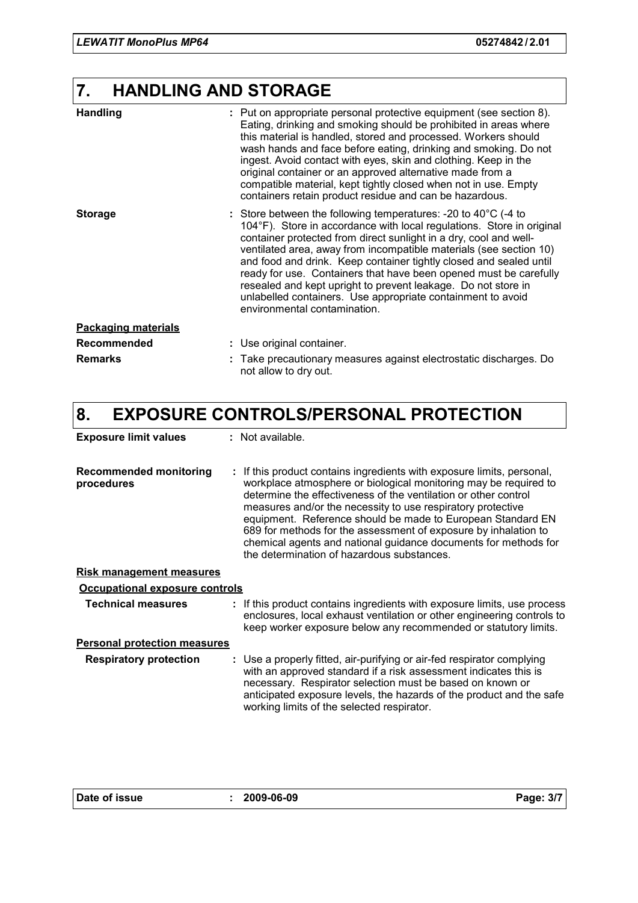## 7. HANDLING AND STORAGE

**Handling** : Put on appropriate personal protective equipment (see section 8). Eating, drinking and smoking should be prohibited in areas where this material is handled, stored and processed. Workers should wash hands and face before eating, drinking and smoking. Do not ingest. Avoid contact with eyes, skin and clothing. Keep in the original container or an approved alternative made from a compatible material, kept tightly closed when not in use. Empty containers retain product residue and can be hazardous.

**Storage** : Store between the following temperatures: -20 to 40°C (-4 to 104°F). Store in accordance with local regulations. Store in original container protected from direct sunlight in a dry, cool and well-ventilated area, away from incompatible materials (see section 10) and food and drink. Keep container tightly closed and sealed until ready for use. Containers that have been opened must be carefully resealed and kept upright to prevent leakage. Do not store in unlabelled containers. Use appropriate containment to avoid environmental contamination.

**Packaging materials**

**Recommended** : Use original container.

**Remarks** : Take precautionary measures against electrostatic discharges. Do not allow to dry out.

## 8. EXPOSURE CONTROLS/PERSONAL PROTECTION

**Exposure limit values** : Not available.

**Recommended monitoring procedures** : If this product contains ingredients with exposure limits, personal, workplace atmosphere or biological monitoring may be required to determine the effectiveness of the ventilation or other control measures and/or the necessity to use respiratory protective equipment. Reference should be made to European Standard EN 689 for methods for the assessment of exposure by inhalation to chemical agents and national guidance documents for methods for the determination of hazardous substances.

**Risk management measures**

**Occupational exposure controls**

**Technical measures** : If this product contains ingredients with exposure limits, use process enclosures, local exhaust ventilation or other engineering controls to keep worker exposure below any recommended or statutory limits.

**Personal protection measures**

**Respiratory protection** : Use a properly fitted, air-purifying or air-fed respirator complying with an approved standard if a risk assessment indicates this is necessary. Respirator selection must be based on known or anticipated exposure levels, the hazards of the product and the safe working limits of the selected respirator.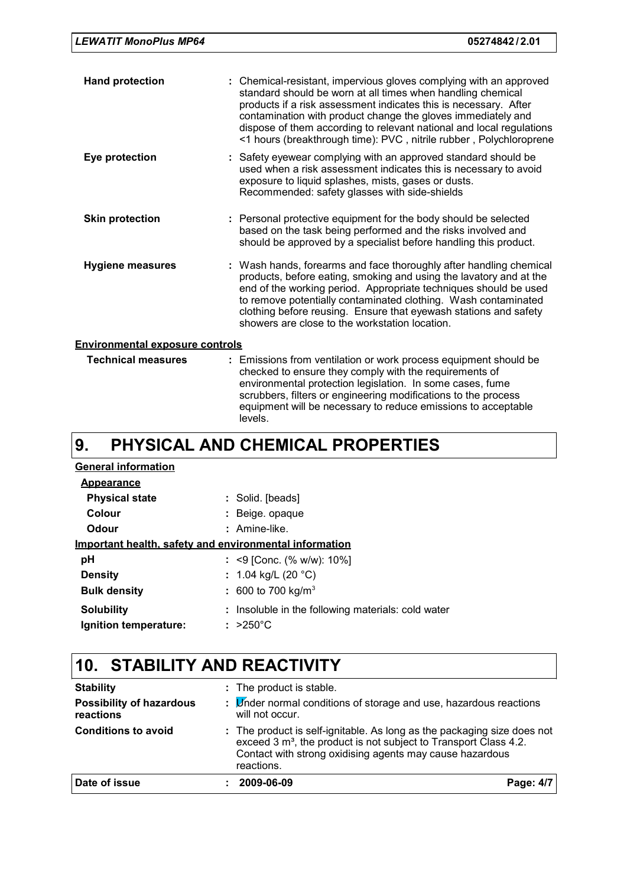| | |
|---|---|
| **Hand protection** | : Chemical-resistant, impervious gloves complying with an approved standard should be worn at all times when handling chemical products if a risk assessment indicates this is necessary. After contamination with product change the gloves immediately and dispose of them according to relevant national and local regulations <1 hours (breakthrough time): PVC , nitrile rubber , Polychloroprene |
| **Eye protection** | : Safety eyewear complying with an approved standard should be used when a risk assessment indicates this is necessary to avoid exposure to liquid splashes, mists, gases or dusts. Recommended: safety glasses with side-shields |
| **Skin protection** | : Personal protective equipment for the body should be selected based on the task being performed and the risks involved and should be approved by a specialist before handling this product. |
| **Hygiene measures** | : Wash hands, forearms and face thoroughly after handling chemical products, before eating, smoking and using the lavatory and at the end of the working period. Appropriate techniques should be used to remove potentially contaminated clothing. Wash contaminated clothing before reusing. Ensure that eyewash stations and safety showers are close to the workstation location. |

**Environmental exposure controls**

| | |
|---|---|
| **Technical measures** | : Emissions from ventilation or work process equipment should be checked to ensure they comply with the requirements of environmental protection legislation. In some cases, fume scrubbers, filters or engineering modifications to the process equipment will be necessary to reduce emissions to acceptable levels. |

# 9. PHYSICAL AND CHEMICAL PROPERTIES

**General information**

**Appearance**

| | |
|---|---|
| **Physical state** | : Solid. [beads] |
| **Colour** | : Beige. opaque |
| **Odour** | : Amine-like. |

**Important health, safety and environmental information**

| | |
|---|---|
| **pH** | : <9 [Conc. (% w/w): 10%] |
| **Density** | : 1.04 kg/L (20 °C) |
| **Bulk density** | : 600 to 700 kg/m$^3$ |
| **Solubility** | : Insoluble in the following materials: cold water |
| **Ignition temperature:** | : >250°C |

# 10. STABILITY AND REACTIVITY

| | |
|---|---|
| **Stability** | : The product is stable. |
| **Possibility of hazardous reactions** | : Under normal conditions of storage and use, hazardous reactions will not occur. |
| **Conditions to avoid** | : The product is self-ignitable. As long as the packaging size does not exceed 3 m$^3$, the product is not subject to Transport Class 4.2. Contact with strong oxidising agents may cause hazardous reactions. |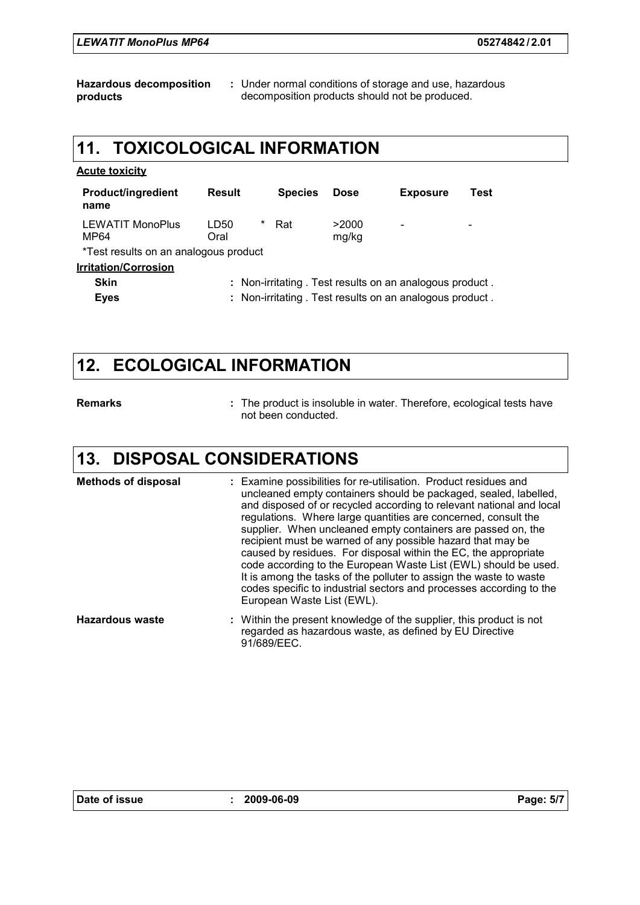**Hazardous decomposition products** : Under normal conditions of storage and use, hazardous decomposition products should not be produced.

## 11. TOXICOLOGICAL INFORMATION

**Acute toxicity**

| Product/ingredient name | Result | | Species | Dose | Exposure | Test |
|---|---|---|---|---|---|---|
| LEWATIT MonoPlus MP64 | LD50 Oral | * | Rat | >2000 mg/kg | - | - |

*Test results on an analogous product

**Irritation/Corrosion**

**Skin** : Non-irritating . Test results on an analogous product .

**Eyes** : Non-irritating . Test results on an analogous product .

## 12. ECOLOGICAL INFORMATION

**Remarks** : The product is insoluble in water. Therefore, ecological tests have not been conducted.

## 13. DISPOSAL CONSIDERATIONS

**Methods of disposal** : Examine possibilities for re-utilisation. Product residues and uncleaned empty containers should be packaged, sealed, labelled, and disposed of or recycled according to relevant national and local regulations. Where large quantities are concerned, consult the supplier. When uncleaned empty containers are passed on, the recipient must be warned of any possible hazard that may be caused by residues. For disposal within the EC, the appropriate code according to the European Waste List (EWL) should be used. It is among the tasks of the polluter to assign the waste to waste codes specific to industrial sectors and processes according to the European Waste List (EWL).

**Hazardous waste** : Within the present knowledge of the supplier, this product is not regarded as hazardous waste, as defined by EU Directive 91/689/EEC.

**Date of issue** : 2009-06-09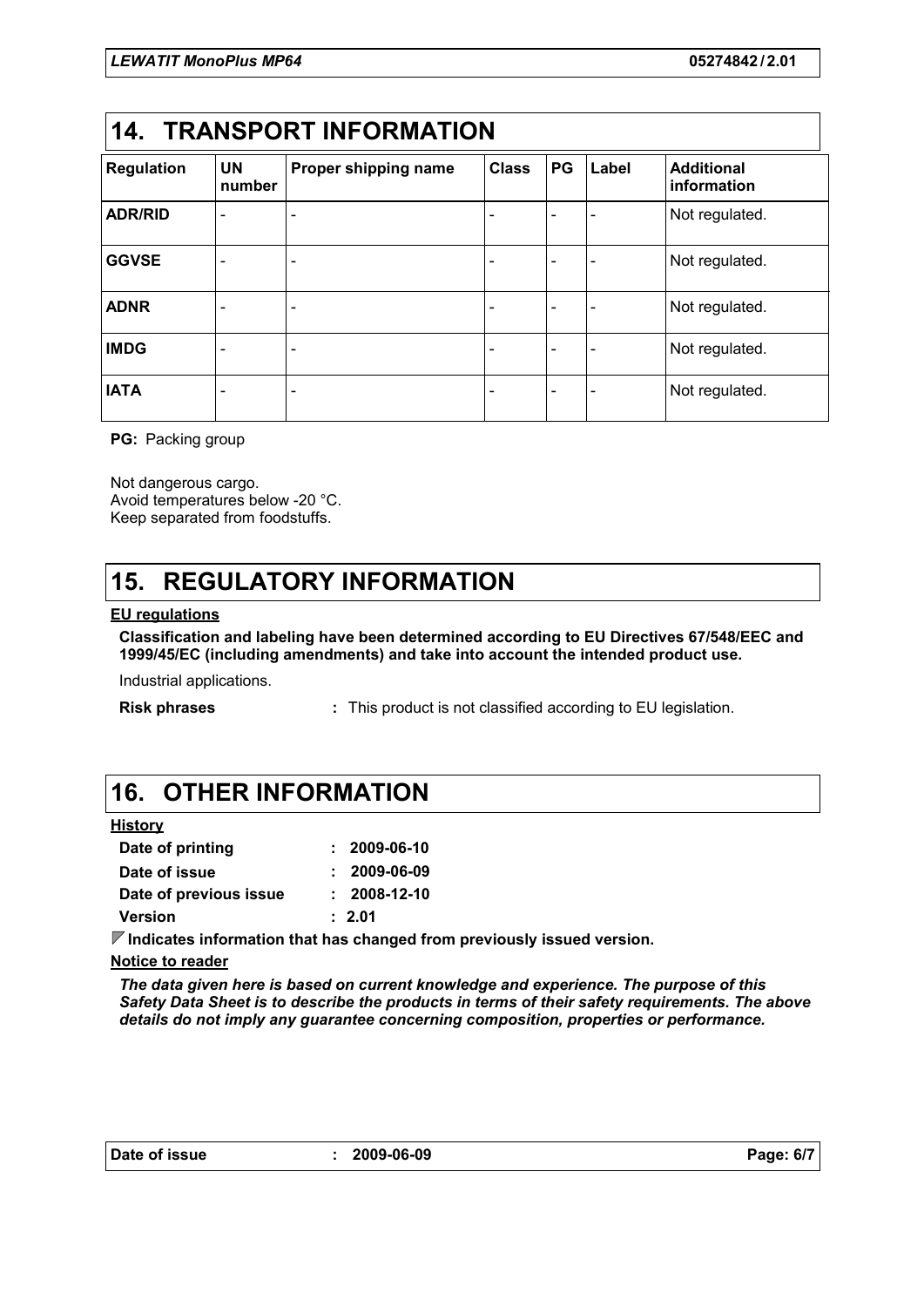## 14. TRANSPORT INFORMATION

| Regulation | UN number | Proper shipping name | Class | PG | Label | Additional information |
|---|---|---|---|---|---|---|
| **ADR/RID** | - | - | - | - | - | Not regulated. |
| **GGVSE** | - | - | - | - | - | Not regulated. |
| **ADNR** | - | - | - | - | - | Not regulated. |
| **IMDG** | - | - | - | - | - | Not regulated. |
| **IATA** | - | - | - | - | - | Not regulated. |

**PG:** Packing group

Not dangerous cargo.
Avoid temperatures below -20 °C.
Keep separated from foodstuffs.

## 15. REGULATORY INFORMATION

**EU regulations**

**Classification and labeling have been determined according to EU Directives 67/548/EEC and 1999/45/EC (including amendments) and take into account the intended product use.**

Industrial applications.

**Risk phrases** : This product is not classified according to EU legislation.

## 16. OTHER INFORMATION

**History**

| | |
|---|---|
| **Date of printing** | : **2009-06-10** |
| **Date of issue** | : **2009-06-09** |
| **Date of previous issue** | : **2008-12-10** |
| **Version** | : **2.01** |

**Indicates information that has changed from previously issued version.**

**Notice to reader**

***The data given here is based on current knowledge and experience. The purpose of this Safety Data Sheet is to describe the products in terms of their safety requirements. The above details do not imply any guarantee concerning composition, properties or performance.***